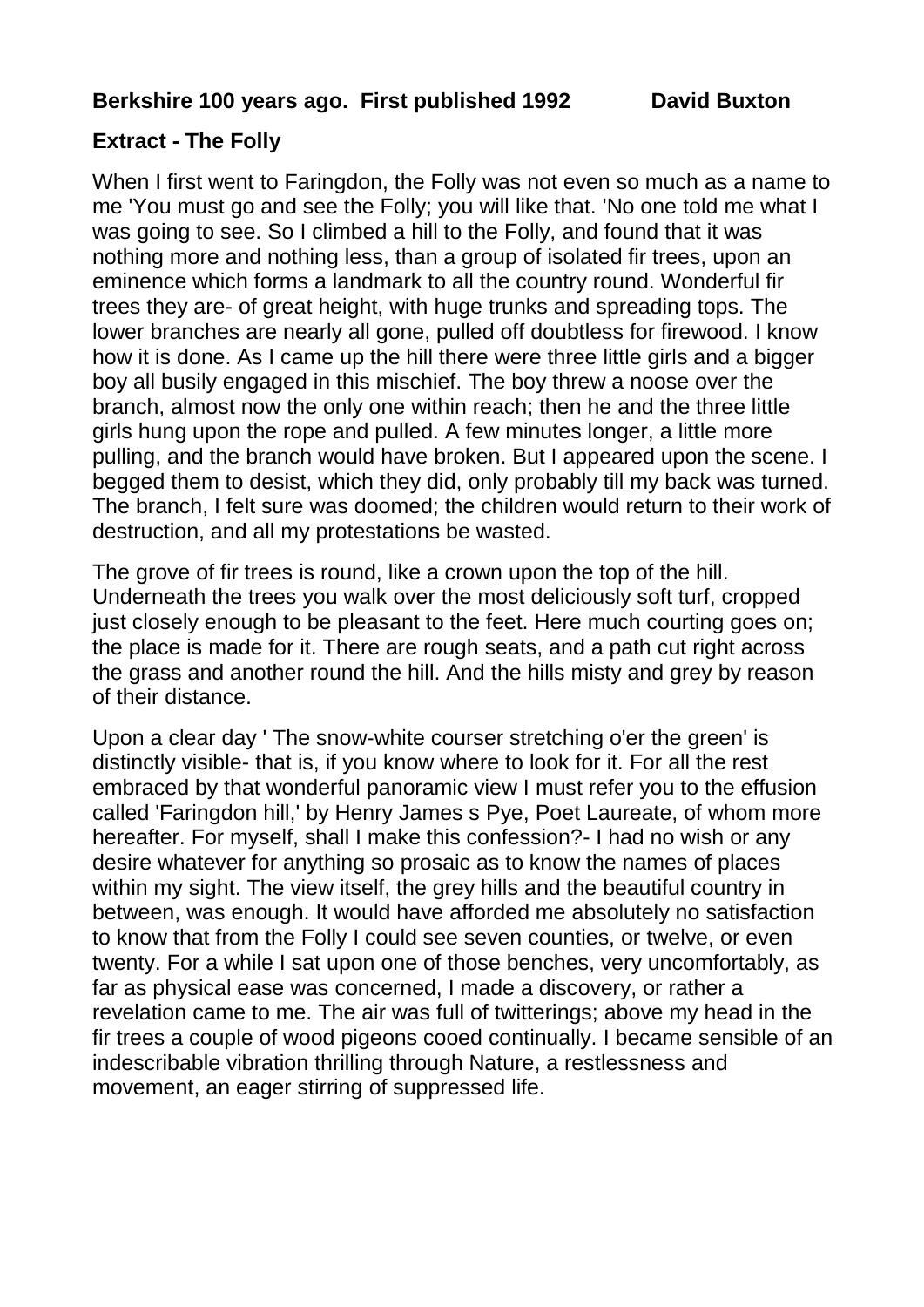**Berkshire 100 years ago. First published 1992 David Buxton**

**Extract - The Folly**

When I first went to Faringdon, the Folly was not even so much as a name to me 'You must go and see the Folly; you will like that. 'No one told me what I was going to see. So I climbed a hill to the Folly, and found that it was nothing more and nothing less, than a group of isolated fir trees, upon an eminence which forms a landmark to all the country round. Wonderful fir trees they are- of great height, with huge trunks and spreading tops. The lower branches are nearly all gone, pulled off doubtless for firewood. I know how it is done. As I came up the hill there were three little girls and a bigger boy all busily engaged in this mischief. The boy threw a noose over the branch, almost now the only one within reach; then he and the three little girls hung upon the rope and pulled. A few minutes longer, a little more pulling, and the branch would have broken. But I appeared upon the scene. I begged them to desist, which they did, only probably till my back was turned. The branch, I felt sure was doomed; the children would return to their work of destruction, and all my protestations be wasted.

The grove of fir trees is round, like a crown upon the top of the hill. Underneath the trees you walk over the most deliciously soft turf, cropped just closely enough to be pleasant to the feet. Here much courting goes on; the place is made for it. There are rough seats, and a path cut right across the grass and another round the hill. And the hills misty and grey by reason of their distance.

Upon a clear day ' The snow-white courser stretching o'er the green' is distinctly visible- that is, if you know where to look for it. For all the rest embraced by that wonderful panoramic view I must refer you to the effusion called 'Faringdon hill,' by Henry James s Pye, Poet Laureate, of whom more hereafter. For myself, shall I make this confession?- I had no wish or any desire whatever for anything so prosaic as to know the names of places within my sight. The view itself, the grey hills and the beautiful country in between, was enough. It would have afforded me absolutely no satisfaction to know that from the Folly I could see seven counties, or twelve, or even twenty. For a while I sat upon one of those benches, very uncomfortably, as far as physical ease was concerned, I made a discovery, or rather a revelation came to me. The air was full of twitterings; above my head in the fir trees a couple of wood pigeons cooed continually. I became sensible of an indescribable vibration thrilling through Nature, a restlessness and movement, an eager stirring of suppressed life.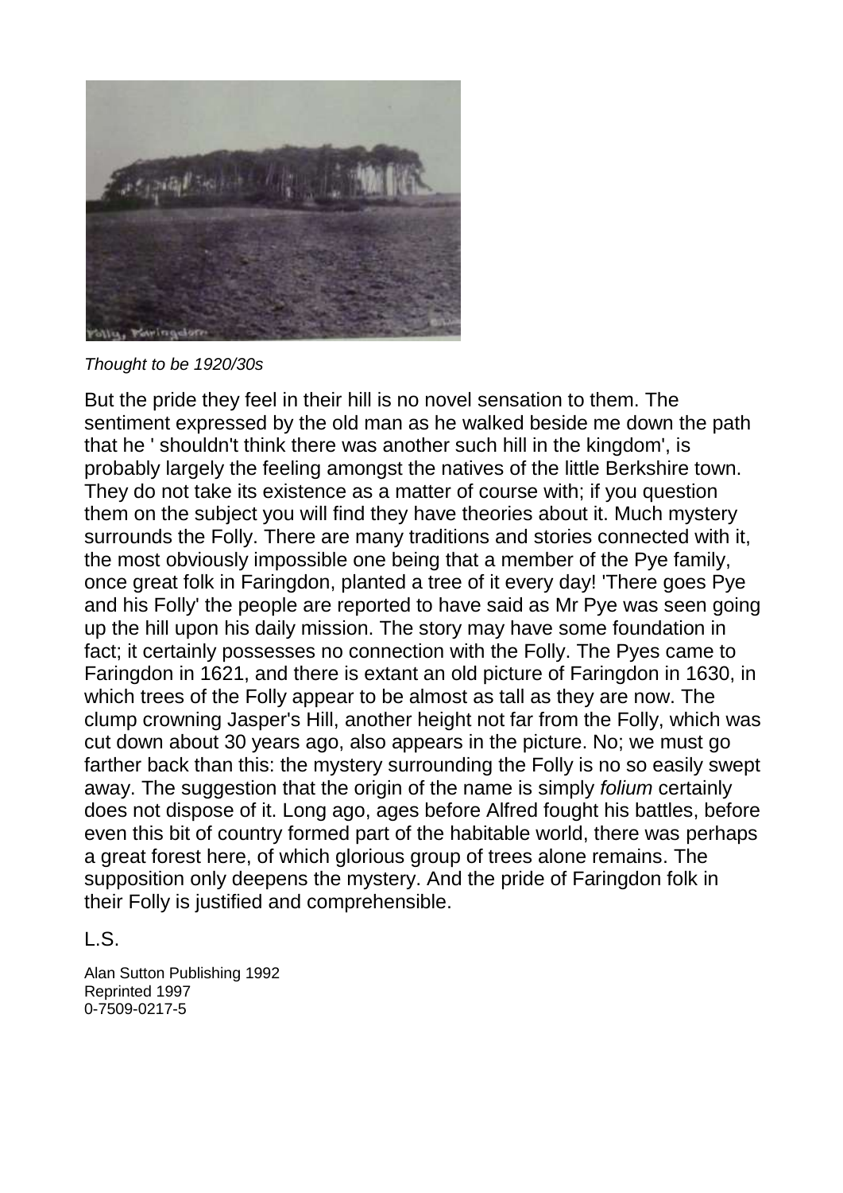*Thought to be 1920/30s*

But the pride they feel in their hill is no novel sensation to them. The sentiment expressed by the old man as he walked beside me down the path that he ' shouldn't think there was another such hill in the kingdom', is probably largely the feeling amongst the natives of the little Berkshire town. They do not take its existence as a matter of course with; if you question them on the subject you will find they have theories about it. Much mystery surrounds the Folly. There are many traditions and stories connected with it, the most obviously impossible one being that a member of the Pye family, once great folk in Faringdon, planted a tree of it every day! 'There goes Pye and his Folly' the people are reported to have said as Mr Pye was seen going up the hill upon his daily mission. The story may have some foundation in fact; it certainly possesses no connection with the Folly. The Pyes came to Faringdon in 1621, and there is extant an old picture of Faringdon in 1630, in which trees of the Folly appear to be almost as tall as they are now. The clump crowning Jasper's Hill, another height not far from the Folly, which was cut down about 30 years ago, also appears in the picture. No; we must go farther back than this: the mystery surrounding the Folly is no so easily swept away. The suggestion that the origin of the name is simply *folium* certainly does not dispose of it. Long ago, ages before Alfred fought his battles, before even this bit of country formed part of the habitable world, there was perhaps a great forest here, of which glorious group of trees alone remains. The supposition only deepens the mystery. And the pride of Faringdon folk in their Folly is justified and comprehensible.

L.S.

Alan Sutton Publishing 1992
Reprinted 1997
0-7509-0217-5